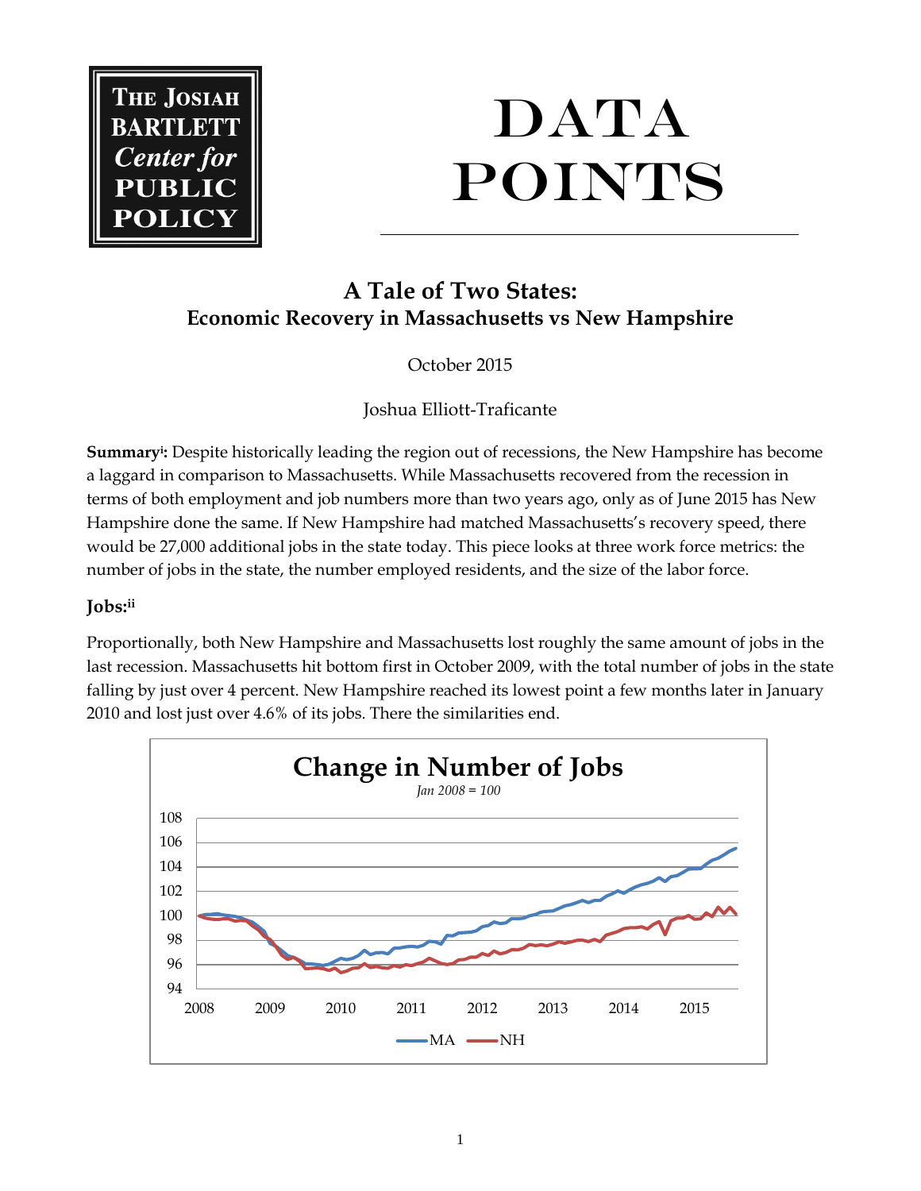**The Josiah Bartlett Center for Public Policy**

# DATA POINTS

## A Tale of Two States: Economic Recovery in Massachusetts vs New Hampshire

October 2015

Joshua Elliott-Traficante

**Summary[i]:** Despite historically leading the region out of recessions, the New Hampshire has become a laggard in comparison to Massachusetts. While Massachusetts recovered from the recession in terms of both employment and job numbers more than two years ago, only as of June 2015 has New Hampshire done the same. If New Hampshire had matched Massachusetts's recovery speed, there would be 27,000 additional jobs in the state today. This piece looks at three work force metrics: the number of jobs in the state, the number employed residents, and the size of the labor force.

### Jobs:[ii]

Proportionally, both New Hampshire and Massachusetts lost roughly the same amount of jobs in the last recession. Massachusetts hit bottom first in October 2009, with the total number of jobs in the state falling by just over 4 percent. New Hampshire reached its lowest point a few months later in January 2010 and lost just over 4.6% of its jobs. There the similarities end.

**Change in Number of Jobs**

*Jan 2008 = 100*

(Line chart, 2008–2015, y-axis 94–108; series: MA, NH)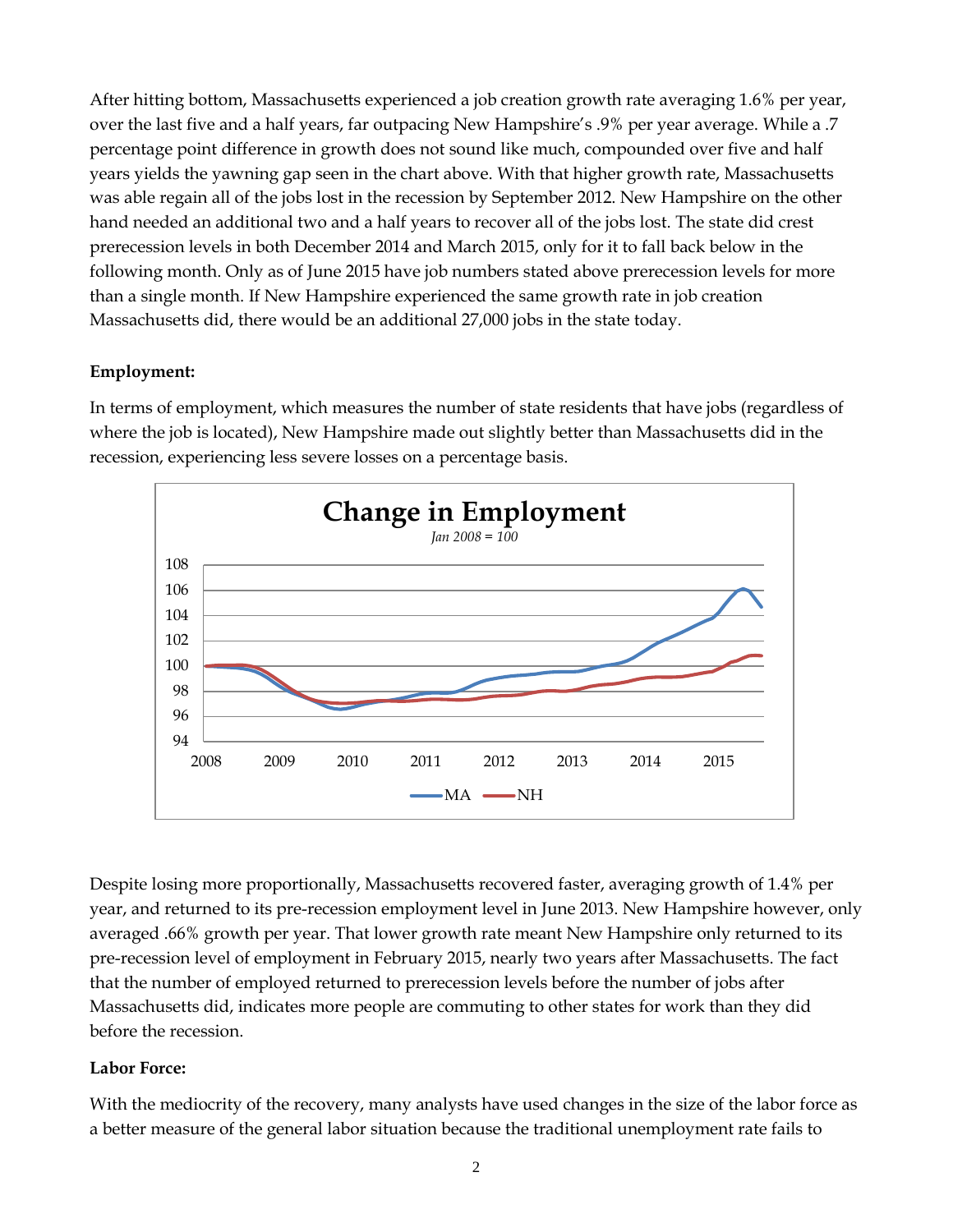After hitting bottom, Massachusetts experienced a job creation growth rate averaging 1.6% per year, over the last five and a half years, far outpacing New Hampshire's .9% per year average. While a .7 percentage point difference in growth does not sound like much, compounded over five and half years yields the yawning gap seen in the chart above. With that higher growth rate, Massachusetts was able regain all of the jobs lost in the recession by September 2012. New Hampshire on the other hand needed an additional two and a half years to recover all of the jobs lost. The state did crest prerecession levels in both December 2014 and March 2015, only for it to fall back below in the following month. Only as of June 2015 have job numbers stated above prerecession levels for more than a single month. If New Hampshire experienced the same growth rate in job creation Massachusetts did, there would be an additional 27,000 jobs in the state today.

**Employment:**

In terms of employment, which measures the number of state residents that have jobs (regardless of where the job is located), New Hampshire made out slightly better than Massachusetts did in the recession, experiencing less severe losses on a percentage basis.

**Change in Employment**

*Jan 2008 = 100*

Despite losing more proportionally, Massachusetts recovered faster, averaging growth of 1.4% per year, and returned to its pre-recession employment level in June 2013. New Hampshire however, only averaged .66% growth per year. That lower growth rate meant New Hampshire only returned to its pre-recession level of employment in February 2015, nearly two years after Massachusetts. The fact that the number of employed returned to prerecession levels before the number of jobs after Massachusetts did, indicates more people are commuting to other states for work than they did before the recession.

**Labor Force:**

With the mediocrity of the recovery, many analysts have used changes in the size of the labor force as a better measure of the general labor situation because the traditional unemployment rate fails to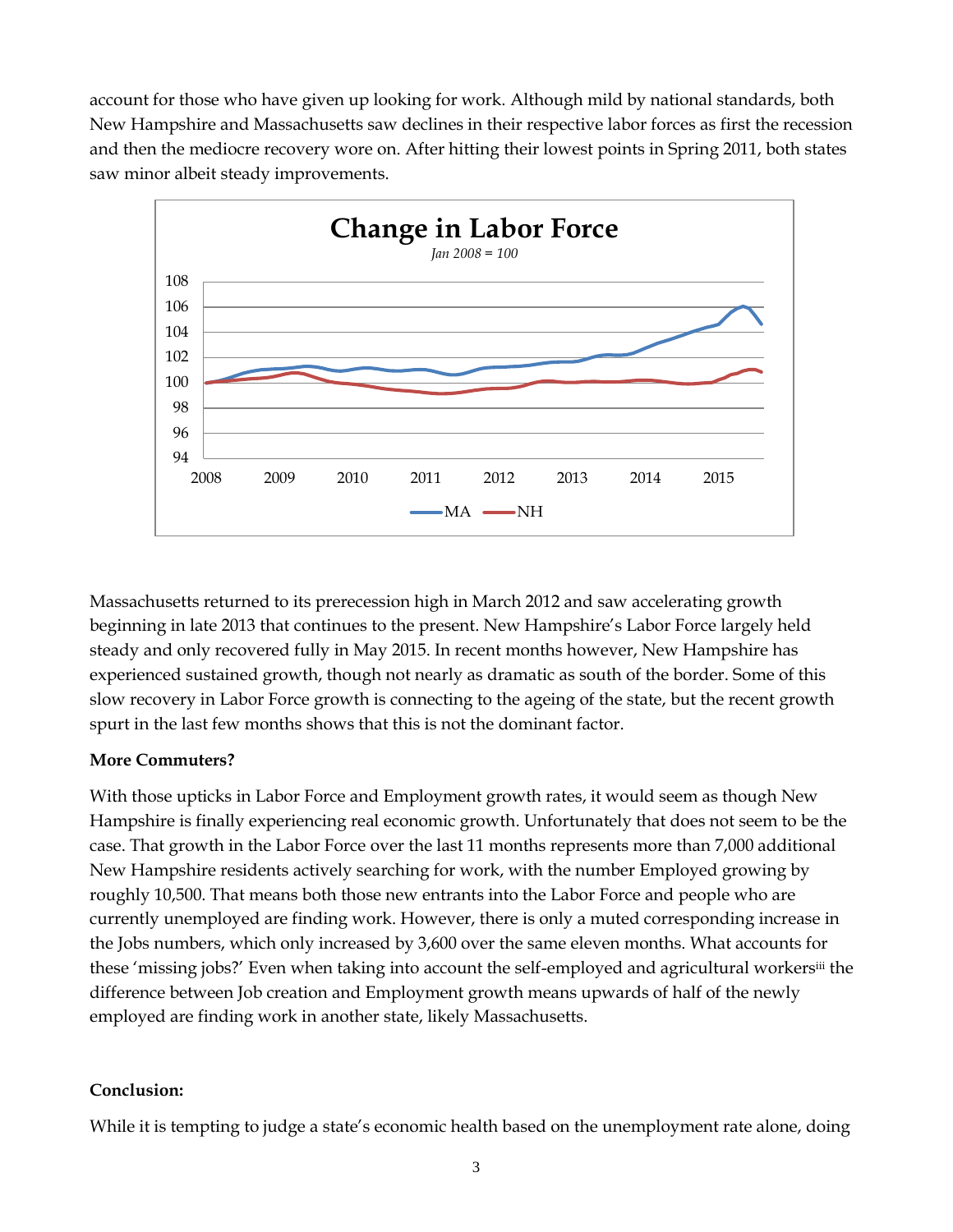account for those who have given up looking for work. Although mild by national standards, both New Hampshire and Massachusetts saw declines in their respective labor forces as first the recession and then the mediocre recovery wore on. After hitting their lowest points in Spring 2011, both states saw minor albeit steady improvements.

**Change in Labor Force**

*Jan 2008 = 100*

Massachusetts returned to its prerecession high in March 2012 and saw accelerating growth beginning in late 2013 that continues to the present. New Hampshire's Labor Force largely held steady and only recovered fully in May 2015. In recent months however, New Hampshire has experienced sustained growth, though not nearly as dramatic as south of the border. Some of this slow recovery in Labor Force growth is connecting to the ageing of the state, but the recent growth spurt in the last few months shows that this is not the dominant factor.

**More Commuters?**

With those upticks in Labor Force and Employment growth rates, it would seem as though New Hampshire is finally experiencing real economic growth. Unfortunately that does not seem to be the case. That growth in the Labor Force over the last 11 months represents more than 7,000 additional New Hampshire residents actively searching for work, with the number Employed growing by roughly 10,500. That means both those new entrants into the Labor Force and people who are currently unemployed are finding work. However, there is only a muted corresponding increase in the Jobs numbers, which only increased by 3,600 over the same eleven months. What accounts for these 'missing jobs?' Even when taking into account the self-employed and agricultural workers[iii] the difference between Job creation and Employment growth means upwards of half of the newly employed are finding work in another state, likely Massachusetts.

**Conclusion:**

While it is tempting to judge a state's economic health based on the unemployment rate alone, doing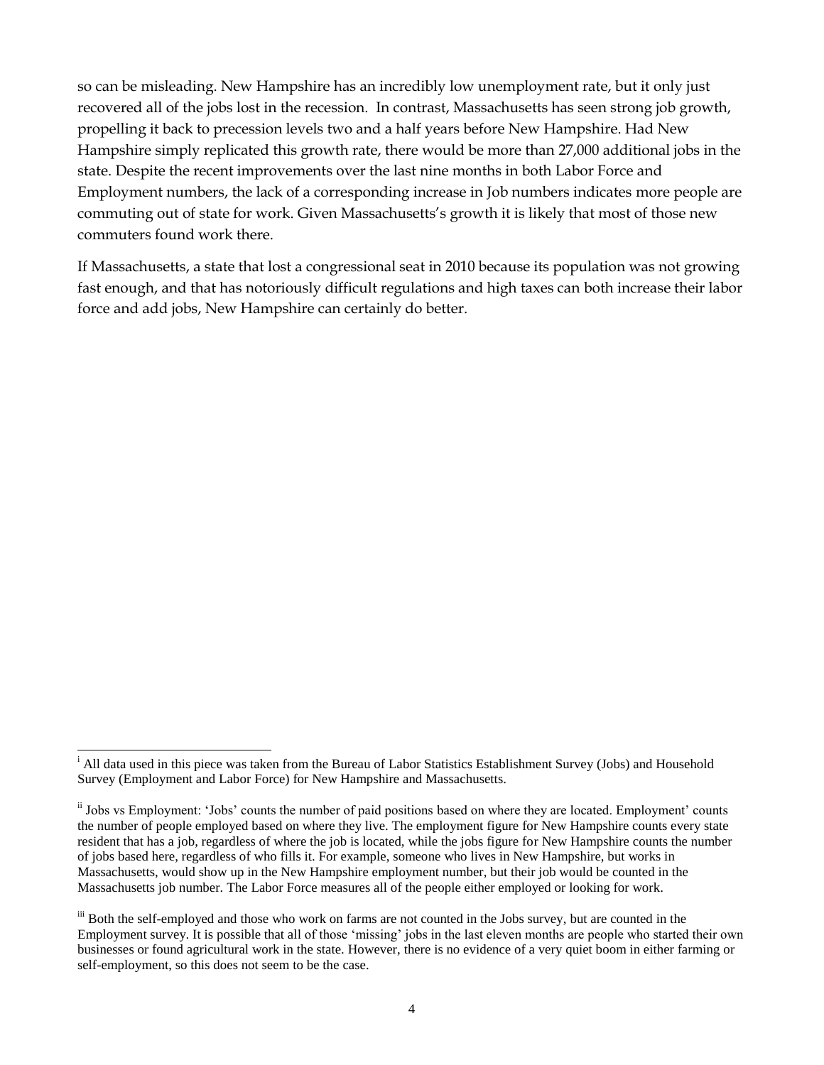so can be misleading. New Hampshire has an incredibly low unemployment rate, but it only just recovered all of the jobs lost in the recession. In contrast, Massachusetts has seen strong job growth, propelling it back to precession levels two and a half years before New Hampshire. Had New Hampshire simply replicated this growth rate, there would be more than 27,000 additional jobs in the state. Despite the recent improvements over the last nine months in both Labor Force and Employment numbers, the lack of a corresponding increase in Job numbers indicates more people are commuting out of state for work. Given Massachusetts's growth it is likely that most of those new commuters found work there.

If Massachusetts, a state that lost a congressional seat in 2010 because its population was not growing fast enough, and that has notoriously difficult regulations and high taxes can both increase their labor force and add jobs, New Hampshire can certainly do better.

---

[i] All data used in this piece was taken from the Bureau of Labor Statistics Establishment Survey (Jobs) and Household Survey (Employment and Labor Force) for New Hampshire and Massachusetts.

[ii] Jobs vs Employment: 'Jobs' counts the number of paid positions based on where they are located. Employment' counts the number of people employed based on where they live. The employment figure for New Hampshire counts every state resident that has a job, regardless of where the job is located, while the jobs figure for New Hampshire counts the number of jobs based here, regardless of who fills it. For example, someone who lives in New Hampshire, but works in Massachusetts, would show up in the New Hampshire employment number, but their job would be counted in the Massachusetts job number. The Labor Force measures all of the people either employed or looking for work.

[iii] Both the self-employed and those who work on farms are not counted in the Jobs survey, but are counted in the Employment survey. It is possible that all of those 'missing' jobs in the last eleven months are people who started their own businesses or found agricultural work in the state. However, there is no evidence of a very quiet boom in either farming or self-employment, so this does not seem to be the case.